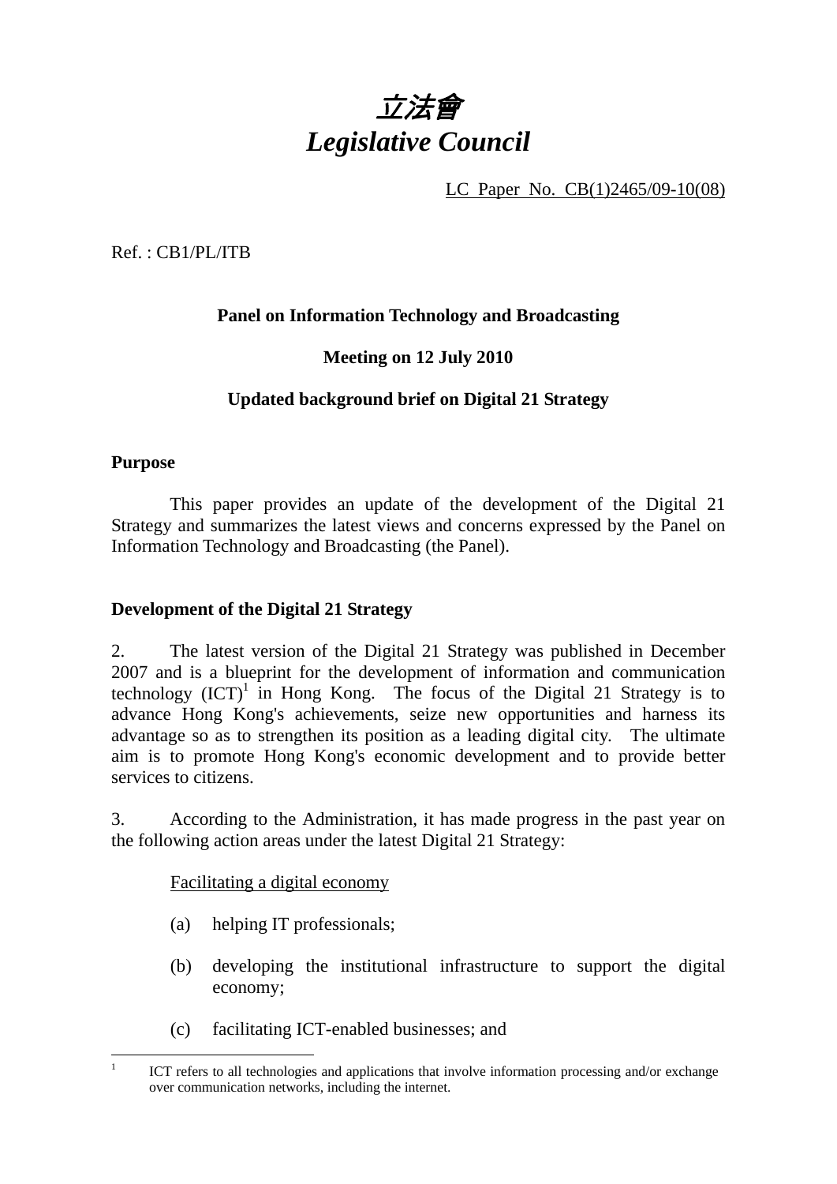# *立法會*
# *Legislative Council*

LC Paper No. CB(1)2465/09-10(08)

Ref. : CB1/PL/ITB

**Panel on Information Technology and Broadcasting**

**Meeting on 12 July 2010**

**Updated background brief on Digital 21 Strategy**

## Purpose

This paper provides an update of the development of the Digital 21 Strategy and summarizes the latest views and concerns expressed by the Panel on Information Technology and Broadcasting (the Panel).

## Development of the Digital 21 Strategy

2. The latest version of the Digital 21 Strategy was published in December 2007 and is a blueprint for the development of information and communication technology (ICT)[1] in Hong Kong. The focus of the Digital 21 Strategy is to advance Hong Kong's achievements, seize new opportunities and harness its advantage so as to strengthen its position as a leading digital city. The ultimate aim is to promote Hong Kong's economic development and to provide better services to citizens.

3. According to the Administration, it has made progress in the past year on the following action areas under the latest Digital 21 Strategy:

Facilitating a digital economy

(a) helping IT professionals;

(b) developing the institutional infrastructure to support the digital economy;

(c) facilitating ICT-enabled businesses; and

[1] ICT refers to all technologies and applications that involve information processing and/or exchange over communication networks, including the internet.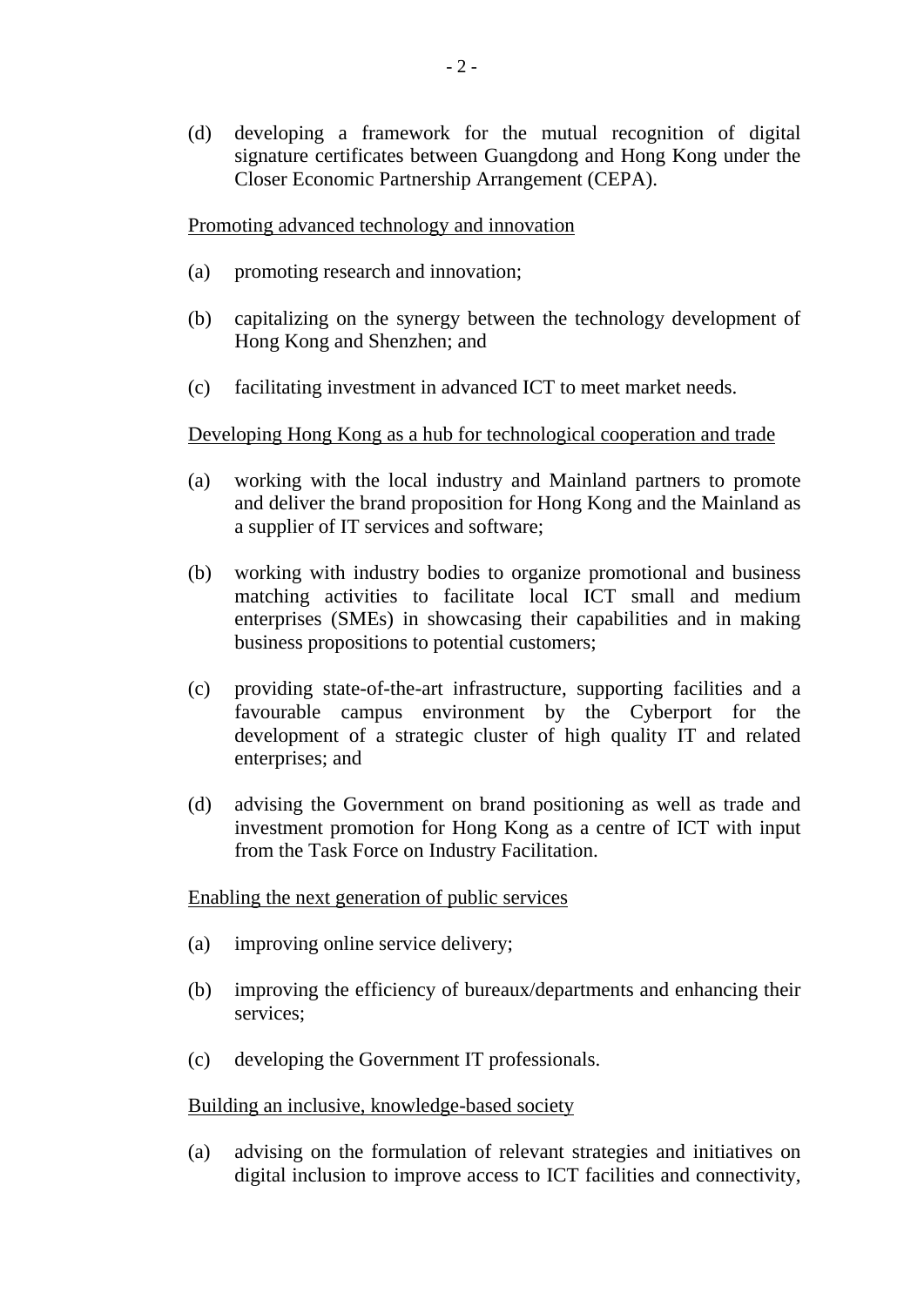(d) developing a framework for the mutual recognition of digital signature certificates between Guangdong and Hong Kong under the Closer Economic Partnership Arrangement (CEPA).

<u>Promoting advanced technology and innovation</u>

(a) promoting research and innovation;

(b) capitalizing on the synergy between the technology development of Hong Kong and Shenzhen; and

(c) facilitating investment in advanced ICT to meet market needs.

<u>Developing Hong Kong as a hub for technological cooperation and trade</u>

(a) working with the local industry and Mainland partners to promote and deliver the brand proposition for Hong Kong and the Mainland as a supplier of IT services and software;

(b) working with industry bodies to organize promotional and business matching activities to facilitate local ICT small and medium enterprises (SMEs) in showcasing their capabilities and in making business propositions to potential customers;

(c) providing state-of-the-art infrastructure, supporting facilities and a favourable campus environment by the Cyberport for the development of a strategic cluster of high quality IT and related enterprises; and

(d) advising the Government on brand positioning as well as trade and investment promotion for Hong Kong as a centre of ICT with input from the Task Force on Industry Facilitation.

<u>Enabling the next generation of public services</u>

(a) improving online service delivery;

(b) improving the efficiency of bureaux/departments and enhancing their services;

(c) developing the Government IT professionals.

<u>Building an inclusive, knowledge-based society</u>

(a) advising on the formulation of relevant strategies and initiatives on digital inclusion to improve access to ICT facilities and connectivity,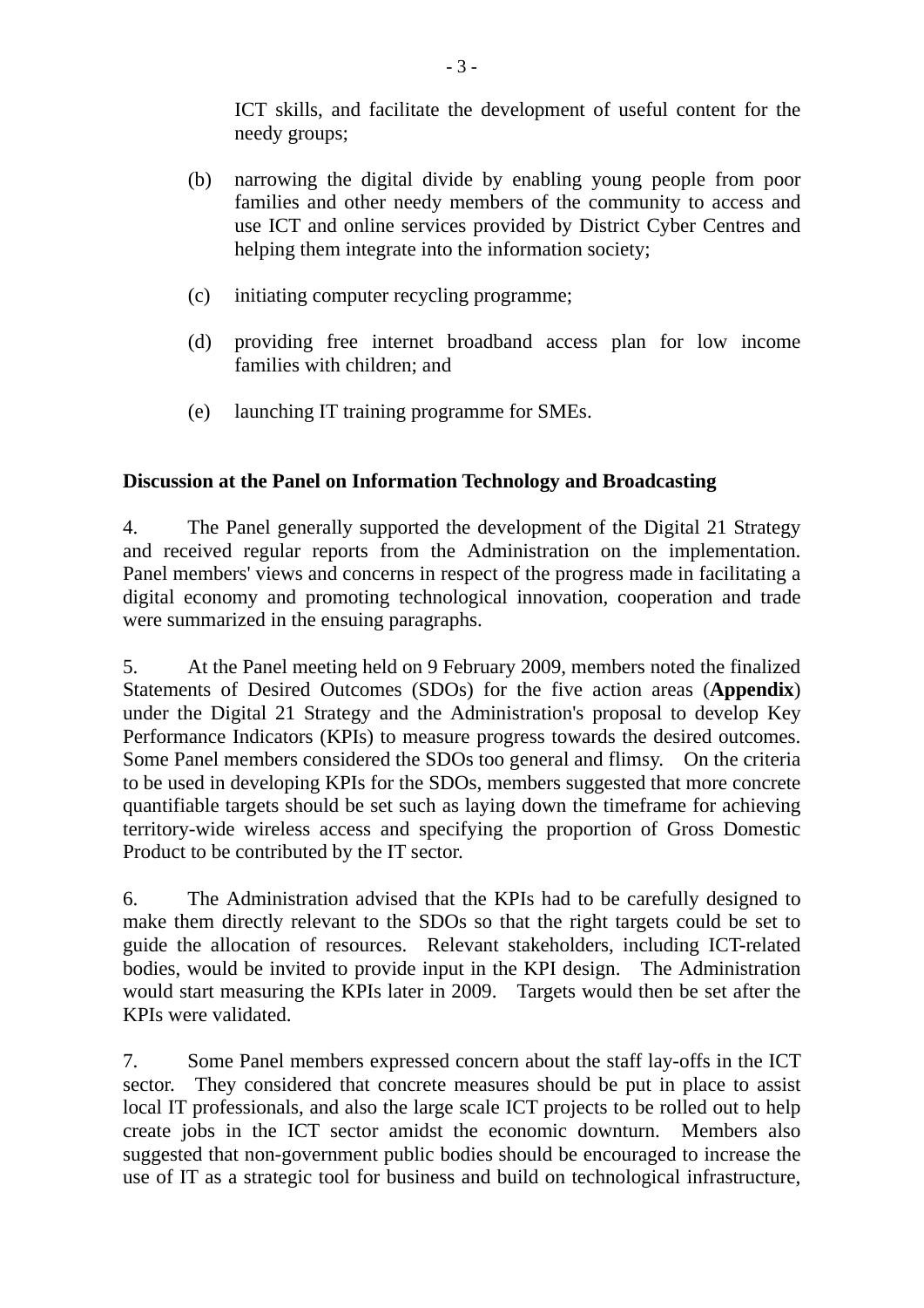ICT skills, and facilitate the development of useful content for the needy groups;

(b) narrowing the digital divide by enabling young people from poor families and other needy members of the community to access and use ICT and online services provided by District Cyber Centres and helping them integrate into the information society;

(c) initiating computer recycling programme;

(d) providing free internet broadband access plan for low income families with children; and

(e) launching IT training programme for SMEs.

**Discussion at the Panel on Information Technology and Broadcasting**

4. The Panel generally supported the development of the Digital 21 Strategy and received regular reports from the Administration on the implementation. Panel members' views and concerns in respect of the progress made in facilitating a digital economy and promoting technological innovation, cooperation and trade were summarized in the ensuing paragraphs.

5. At the Panel meeting held on 9 February 2009, members noted the finalized Statements of Desired Outcomes (SDOs) for the five action areas (**Appendix**) under the Digital 21 Strategy and the Administration's proposal to develop Key Performance Indicators (KPIs) to measure progress towards the desired outcomes. Some Panel members considered the SDOs too general and flimsy. On the criteria to be used in developing KPIs for the SDOs, members suggested that more concrete quantifiable targets should be set such as laying down the timeframe for achieving territory-wide wireless access and specifying the proportion of Gross Domestic Product to be contributed by the IT sector.

6. The Administration advised that the KPIs had to be carefully designed to make them directly relevant to the SDOs so that the right targets could be set to guide the allocation of resources. Relevant stakeholders, including ICT-related bodies, would be invited to provide input in the KPI design. The Administration would start measuring the KPIs later in 2009. Targets would then be set after the KPIs were validated.

7. Some Panel members expressed concern about the staff lay-offs in the ICT sector. They considered that concrete measures should be put in place to assist local IT professionals, and also the large scale ICT projects to be rolled out to help create jobs in the ICT sector amidst the economic downturn. Members also suggested that non-government public bodies should be encouraged to increase the use of IT as a strategic tool for business and build on technological infrastructure,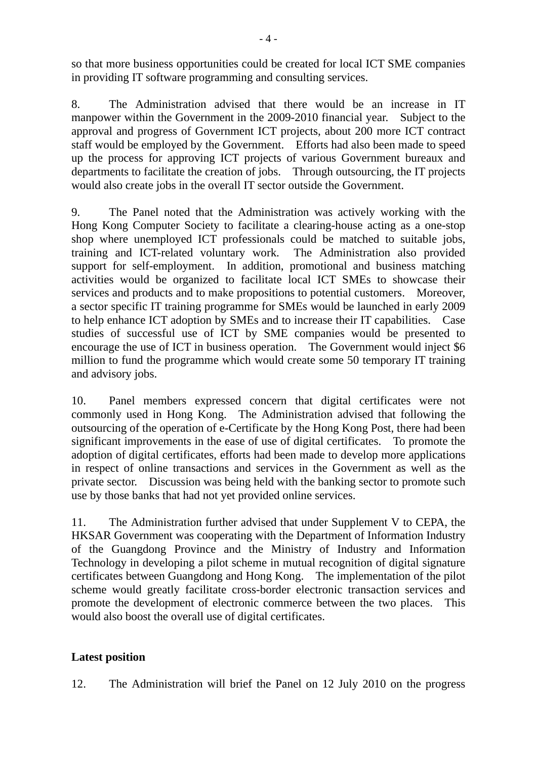so that more business opportunities could be created for local ICT SME companies in providing IT software programming and consulting services.

8. The Administration advised that there would be an increase in IT manpower within the Government in the 2009-2010 financial year. Subject to the approval and progress of Government ICT projects, about 200 more ICT contract staff would be employed by the Government. Efforts had also been made to speed up the process for approving ICT projects of various Government bureaux and departments to facilitate the creation of jobs. Through outsourcing, the IT projects would also create jobs in the overall IT sector outside the Government.

9. The Panel noted that the Administration was actively working with the Hong Kong Computer Society to facilitate a clearing-house acting as a one-stop shop where unemployed ICT professionals could be matched to suitable jobs, training and ICT-related voluntary work. The Administration also provided support for self-employment. In addition, promotional and business matching activities would be organized to facilitate local ICT SMEs to showcase their services and products and to make propositions to potential customers. Moreover, a sector specific IT training programme for SMEs would be launched in early 2009 to help enhance ICT adoption by SMEs and to increase their IT capabilities. Case studies of successful use of ICT by SME companies would be presented to encourage the use of ICT in business operation. The Government would inject $6 million to fund the programme which would create some 50 temporary IT training and advisory jobs.

10. Panel members expressed concern that digital certificates were not commonly used in Hong Kong. The Administration advised that following the outsourcing of the operation of e-Certificate by the Hong Kong Post, there had been significant improvements in the ease of use of digital certificates. To promote the adoption of digital certificates, efforts had been made to develop more applications in respect of online transactions and services in the Government as well as the private sector. Discussion was being held with the banking sector to promote such use by those banks that had not yet provided online services.

11. The Administration further advised that under Supplement V to CEPA, the HKSAR Government was cooperating with the Department of Information Industry of the Guangdong Province and the Ministry of Industry and Information Technology in developing a pilot scheme in mutual recognition of digital signature certificates between Guangdong and Hong Kong. The implementation of the pilot scheme would greatly facilitate cross-border electronic transaction services and promote the development of electronic commerce between the two places. This would also boost the overall use of digital certificates.

**Latest position**

12. The Administration will brief the Panel on 12 July 2010 on the progress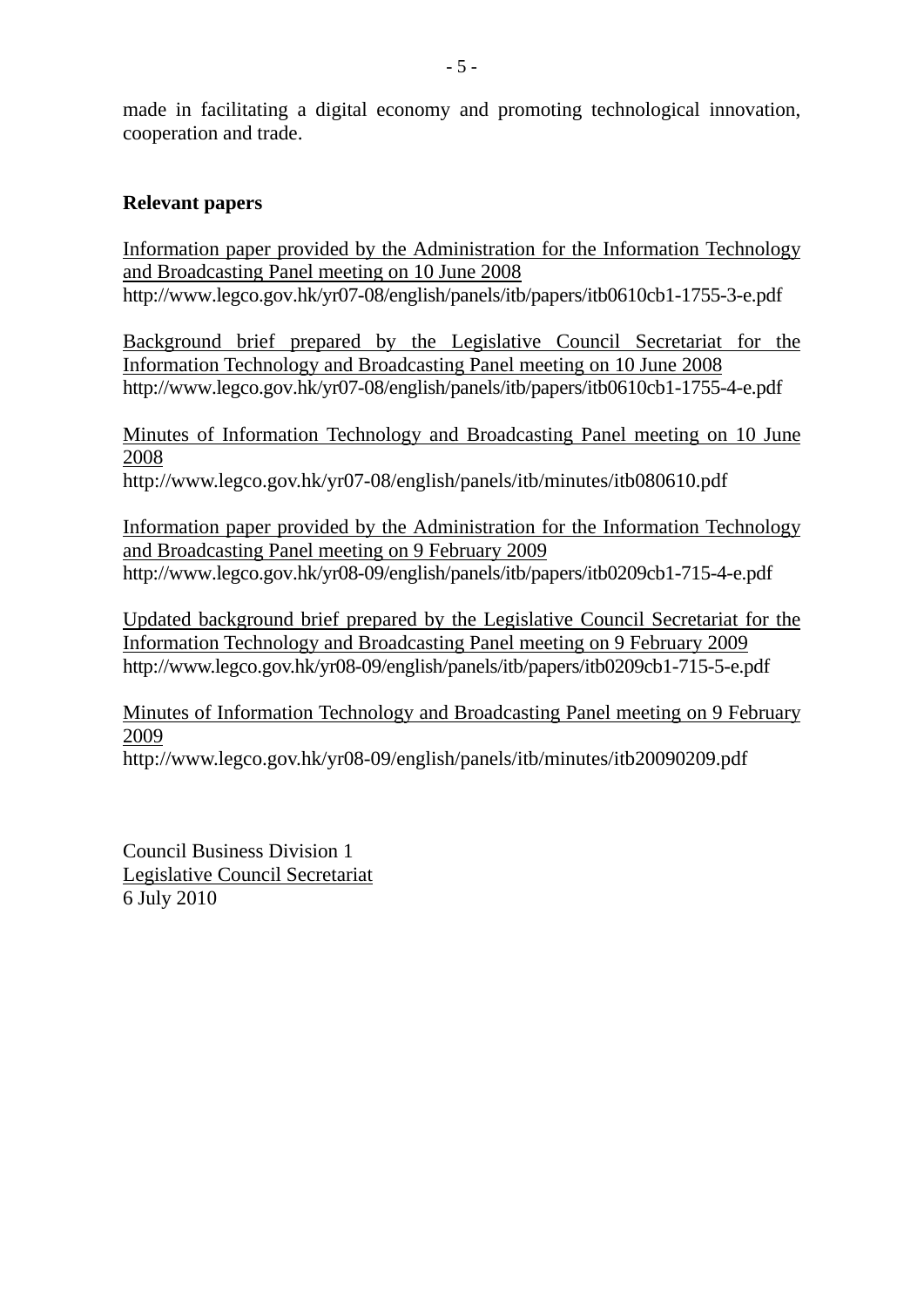made in facilitating a digital economy and promoting technological innovation, cooperation and trade.

**Relevant papers**

Information paper provided by the Administration for the Information Technology and Broadcasting Panel meeting on 10 June 2008
http://www.legco.gov.hk/yr07-08/english/panels/itb/papers/itb0610cb1-1755-3-e.pdf

Background brief prepared by the Legislative Council Secretariat for the Information Technology and Broadcasting Panel meeting on 10 June 2008
http://www.legco.gov.hk/yr07-08/english/panels/itb/papers/itb0610cb1-1755-4-e.pdf

Minutes of Information Technology and Broadcasting Panel meeting on 10 June 2008
http://www.legco.gov.hk/yr07-08/english/panels/itb/minutes/itb080610.pdf

Information paper provided by the Administration for the Information Technology and Broadcasting Panel meeting on 9 February 2009
http://www.legco.gov.hk/yr08-09/english/panels/itb/papers/itb0209cb1-715-4-e.pdf

Updated background brief prepared by the Legislative Council Secretariat for the Information Technology and Broadcasting Panel meeting on 9 February 2009
http://www.legco.gov.hk/yr08-09/english/panels/itb/papers/itb0209cb1-715-5-e.pdf

Minutes of Information Technology and Broadcasting Panel meeting on 9 February 2009
http://www.legco.gov.hk/yr08-09/english/panels/itb/minutes/itb20090209.pdf

Council Business Division 1
Legislative Council Secretariat
6 July 2010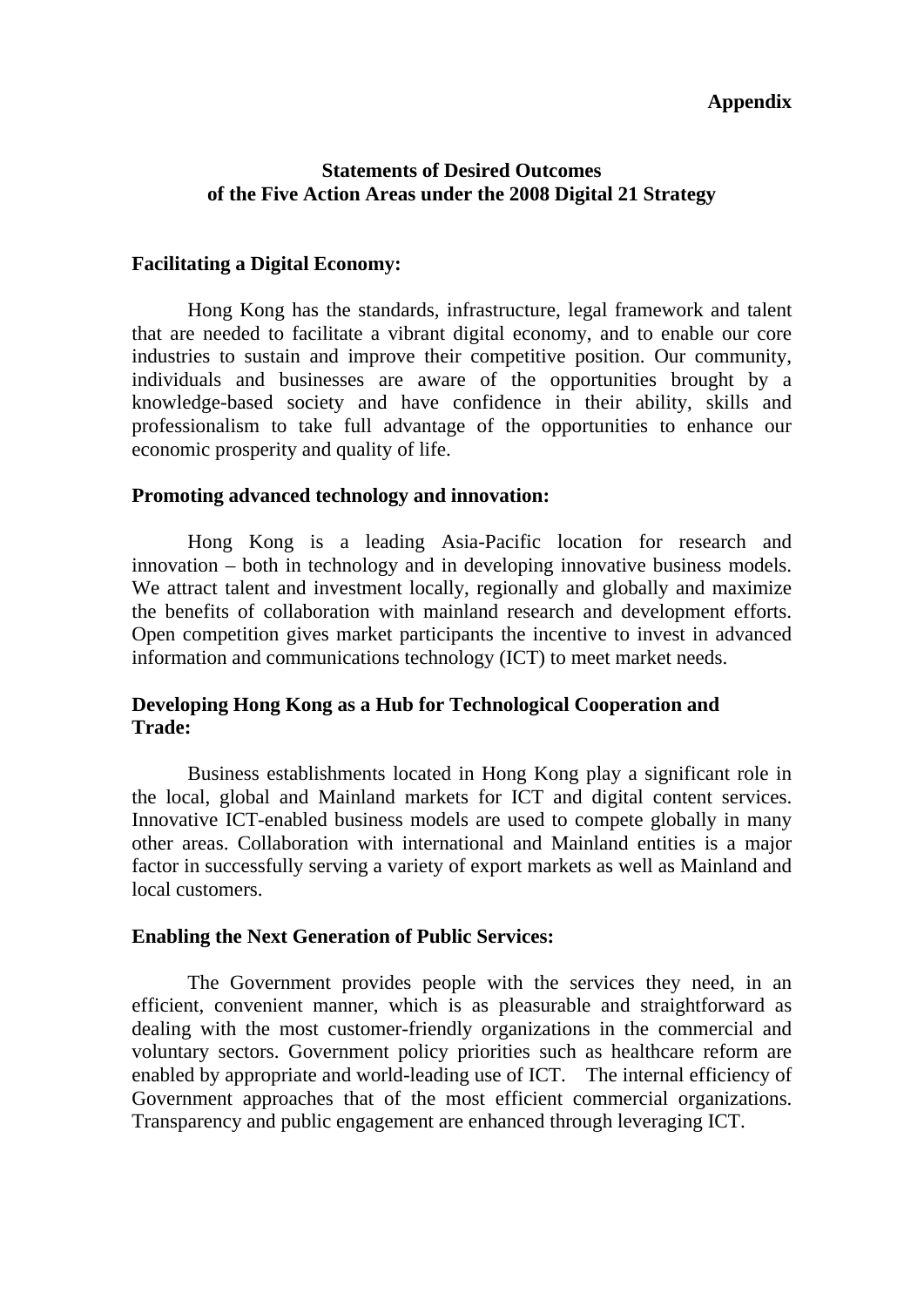**Appendix**

## Statements of Desired Outcomes of the Five Action Areas under the 2008 Digital 21 Strategy

### Facilitating a Digital Economy:

Hong Kong has the standards, infrastructure, legal framework and talent that are needed to facilitate a vibrant digital economy, and to enable our core industries to sustain and improve their competitive position. Our community, individuals and businesses are aware of the opportunities brought by a knowledge-based society and have confidence in their ability, skills and professionalism to take full advantage of the opportunities to enhance our economic prosperity and quality of life.

### Promoting advanced technology and innovation:

Hong Kong is a leading Asia-Pacific location for research and innovation – both in technology and in developing innovative business models. We attract talent and investment locally, regionally and globally and maximize the benefits of collaboration with mainland research and development efforts. Open competition gives market participants the incentive to invest in advanced information and communications technology (ICT) to meet market needs.

### Developing Hong Kong as a Hub for Technological Cooperation and Trade:

Business establishments located in Hong Kong play a significant role in the local, global and Mainland markets for ICT and digital content services. Innovative ICT-enabled business models are used to compete globally in many other areas. Collaboration with international and Mainland entities is a major factor in successfully serving a variety of export markets as well as Mainland and local customers.

### Enabling the Next Generation of Public Services:

The Government provides people with the services they need, in an efficient, convenient manner, which is as pleasurable and straightforward as dealing with the most customer-friendly organizations in the commercial and voluntary sectors. Government policy priorities such as healthcare reform are enabled by appropriate and world-leading use of ICT. The internal efficiency of Government approaches that of the most efficient commercial organizations. Transparency and public engagement are enhanced through leveraging ICT.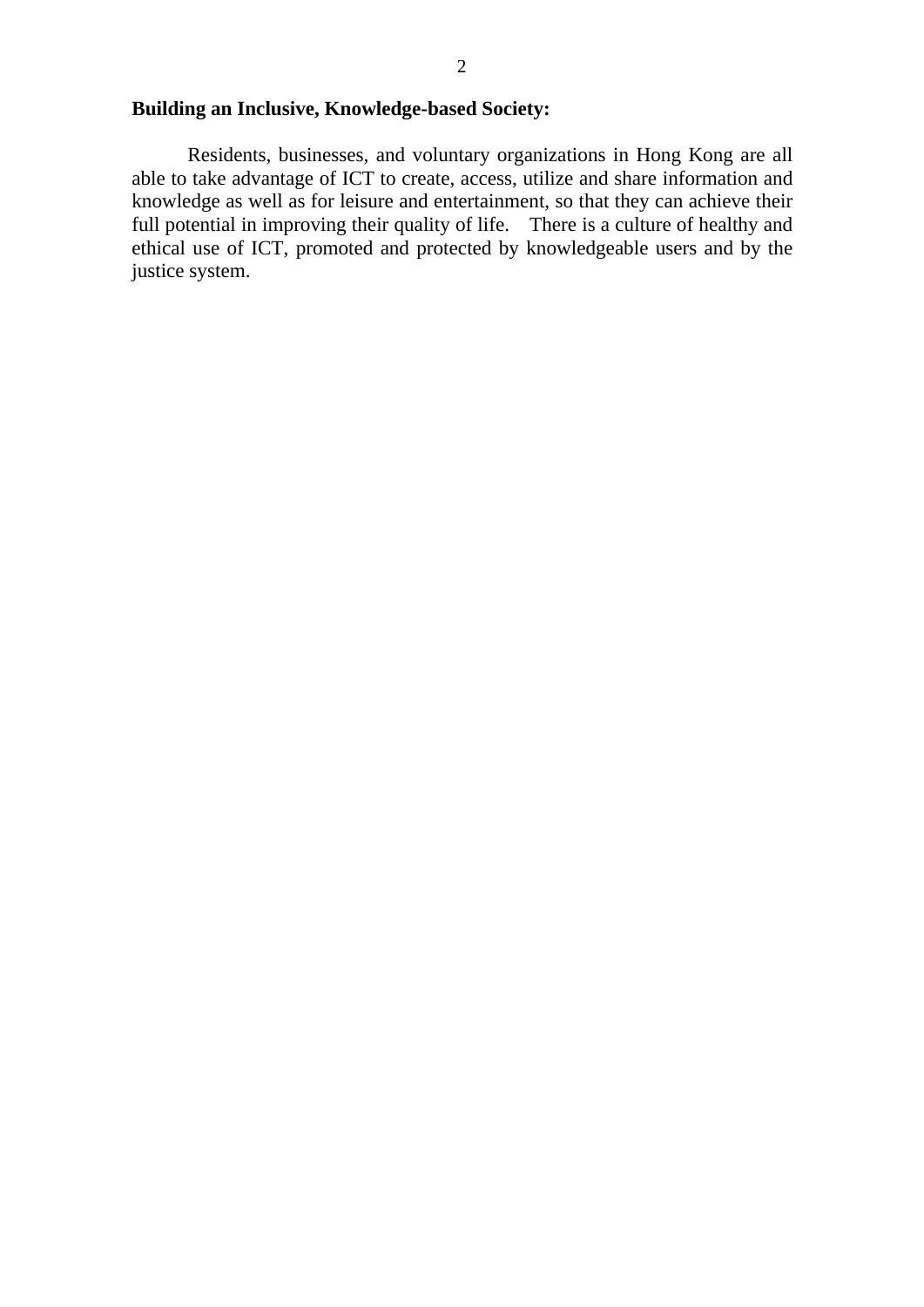**Building an Inclusive, Knowledge-based Society:**

Residents, businesses, and voluntary organizations in Hong Kong are all able to take advantage of ICT to create, access, utilize and share information and knowledge as well as for leisure and entertainment, so that they can achieve their full potential in improving their quality of life. There is a culture of healthy and ethical use of ICT, promoted and protected by knowledgeable users and by the justice system.